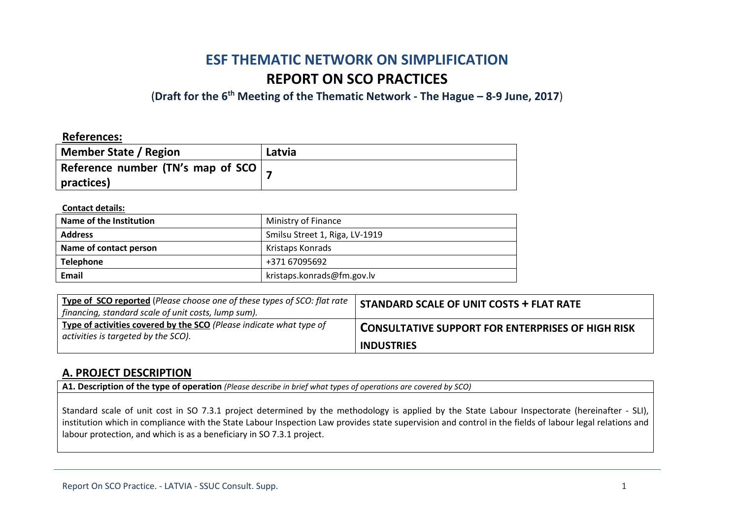# ESF THEMATIC NETWORK ON SIMPLIFICATION

## REPORT ON SCO PRACTICES

(**Draft for the 6th Meeting of the Thematic Network - The Hague – 8-9 June, 2017**)

**References:**

| Member State / Region | Latvia |
|---|---|
| Reference number (TN's map of SCO practices) | 7 |

**Contact details:**

| Name of the Institution | Ministry of Finance |
|---|---|
| Address | Smilsu Street 1, Riga, LV-1919 |
| Name of contact person | Kristaps Konrads |
| Telephone | +371 67095692 |
| Email | kristaps.konrads@fm.gov.lv |

| **Type of SCO reported** *(Please choose one of these types of SCO: flat rate financing, standard scale of unit costs, lump sum).* | **STANDARD SCALE OF UNIT COSTS + FLAT RATE** |
|---|---|
| **Type of activities covered by the SCO** *(Please indicate what type of activities is targeted by the SCO).* | **CONSULTATIVE SUPPORT FOR ENTERPRISES OF HIGH RISK INDUSTRIES** |

## A. PROJECT DESCRIPTION

**A1. Description of the type of operation** *(Please describe in brief what types of operations are covered by SCO)*

Standard scale of unit cost in SO 7.3.1 project determined by the methodology is applied by the State Labour Inspectorate (hereinafter - SLI), institution which in compliance with the State Labour Inspection Law provides state supervision and control in the fields of labour legal relations and labour protection, and which is as a beneficiary in SO 7.3.1 project.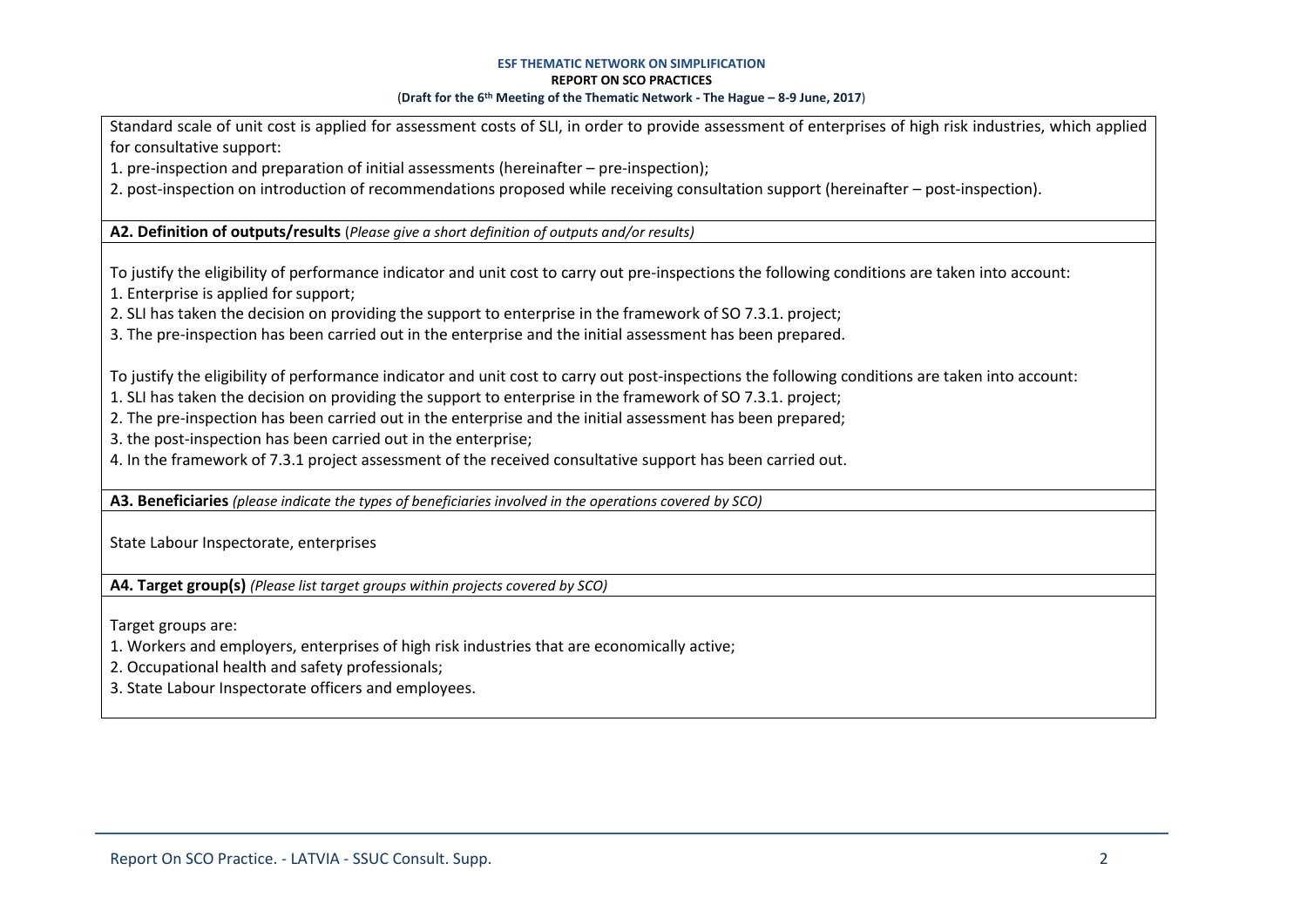Standard scale of unit cost is applied for assessment costs of SLI, in order to provide assessment of enterprises of high risk industries, which applied for consultative support:

1. pre-inspection and preparation of initial assessments (hereinafter – pre-inspection);
2. post-inspection on introduction of recommendations proposed while receiving consultation support (hereinafter – post-inspection).

**A2. Definition of outputs/results** (*Please give a short definition of outputs and/or results)*

To justify the eligibility of performance indicator and unit cost to carry out pre-inspections the following conditions are taken into account:

1. Enterprise is applied for support;
2. SLI has taken the decision on providing the support to enterprise in the framework of SO 7.3.1. project;
3. The pre-inspection has been carried out in the enterprise and the initial assessment has been prepared.

To justify the eligibility of performance indicator and unit cost to carry out post-inspections the following conditions are taken into account:

1. SLI has taken the decision on providing the support to enterprise in the framework of SO 7.3.1. project;
2. The pre-inspection has been carried out in the enterprise and the initial assessment has been prepared;
3. the post-inspection has been carried out in the enterprise;
4. In the framework of 7.3.1 project assessment of the received consultative support has been carried out.

**A3. Beneficiaries** *(please indicate the types of beneficiaries involved in the operations covered by SCO)*

State Labour Inspectorate, enterprises

**A4. Target group(s)** *(Please list target groups within projects covered by SCO)*

Target groups are:

1. Workers and employers, enterprises of high risk industries that are economically active;
2. Occupational health and safety professionals;
3. State Labour Inspectorate officers and employees.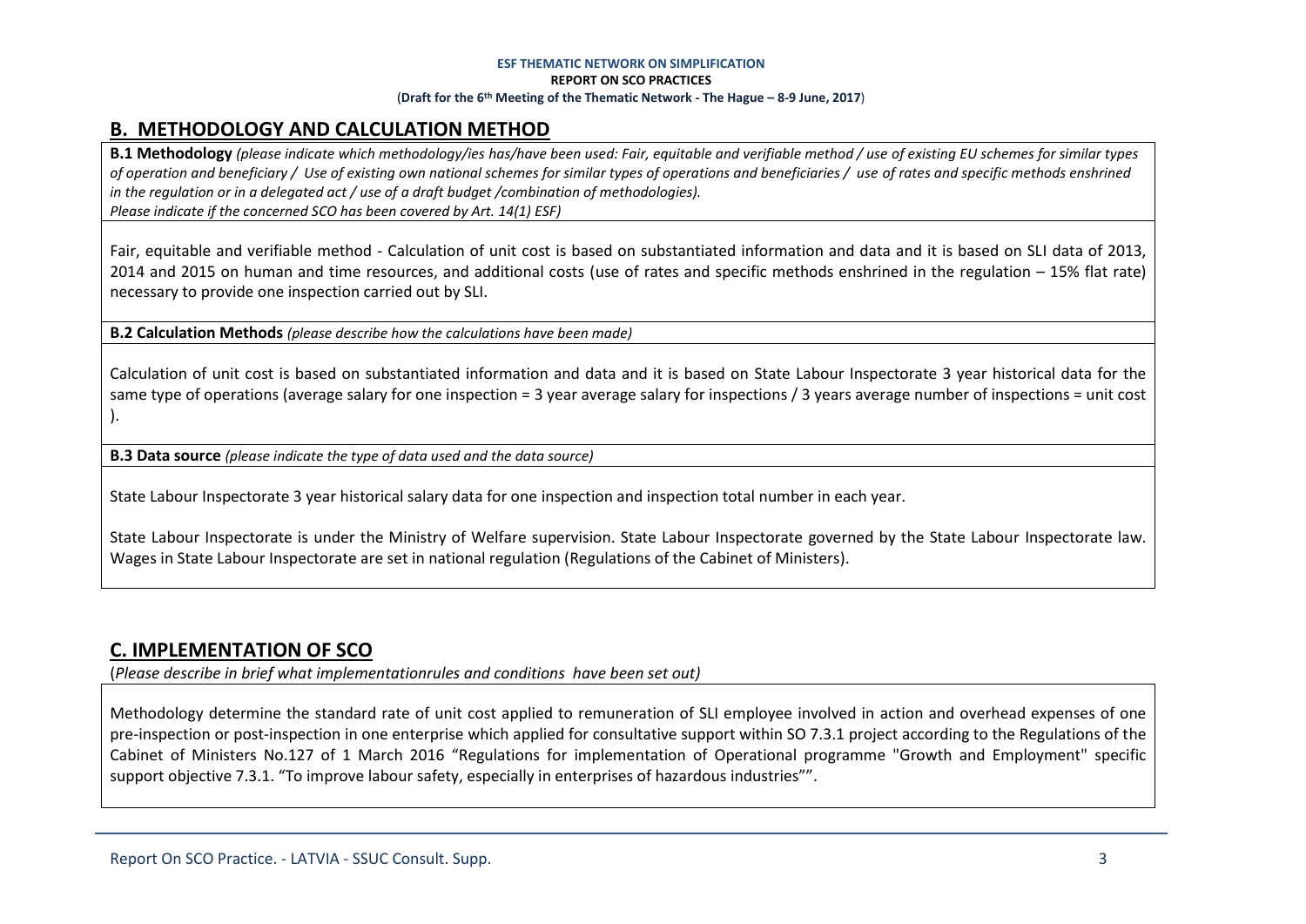## B. METHODOLOGY AND CALCULATION METHOD

**B.1 Methodology** *(please indicate which methodology/ies has/have been used: Fair, equitable and verifiable method / use of existing EU schemes for similar types of operation and beneficiary / Use of existing own national schemes for similar types of operations and beneficiaries / use of rates and specific methods enshrined in the regulation or in a delegated act / use of a draft budget /combination of methodologies).*
*Please indicate if the concerned SCO has been covered by Art. 14(1) ESF)*

Fair, equitable and verifiable method - Calculation of unit cost is based on substantiated information and data and it is based on SLI data of 2013, 2014 and 2015 on human and time resources, and additional costs (use of rates and specific methods enshrined in the regulation – 15% flat rate) necessary to provide one inspection carried out by SLI.

**B.2 Calculation Methods** *(please describe how the calculations have been made)*

Calculation of unit cost is based on substantiated information and data and it is based on State Labour Inspectorate 3 year historical data for the same type of operations (average salary for one inspection = 3 year average salary for inspections / 3 years average number of inspections = unit cost ).

**B.3 Data source** *(please indicate the type of data used and the data source)*

State Labour Inspectorate 3 year historical salary data for one inspection and inspection total number in each year.

State Labour Inspectorate is under the Ministry of Welfare supervision. State Labour Inspectorate governed by the State Labour Inspectorate law. Wages in State Labour Inspectorate are set in national regulation (Regulations of the Cabinet of Ministers).

## C. IMPLEMENTATION OF SCO

(*Please describe in brief what implementationrules and conditions have been set out)*

Methodology determine the standard rate of unit cost applied to remuneration of SLI employee involved in action and overhead expenses of one pre-inspection or post-inspection in one enterprise which applied for consultative support within SO 7.3.1 project according to the Regulations of the Cabinet of Ministers No.127 of 1 March 2016 "Regulations for implementation of Operational programme "Growth and Employment" specific support objective 7.3.1. "To improve labour safety, especially in enterprises of hazardous industries"".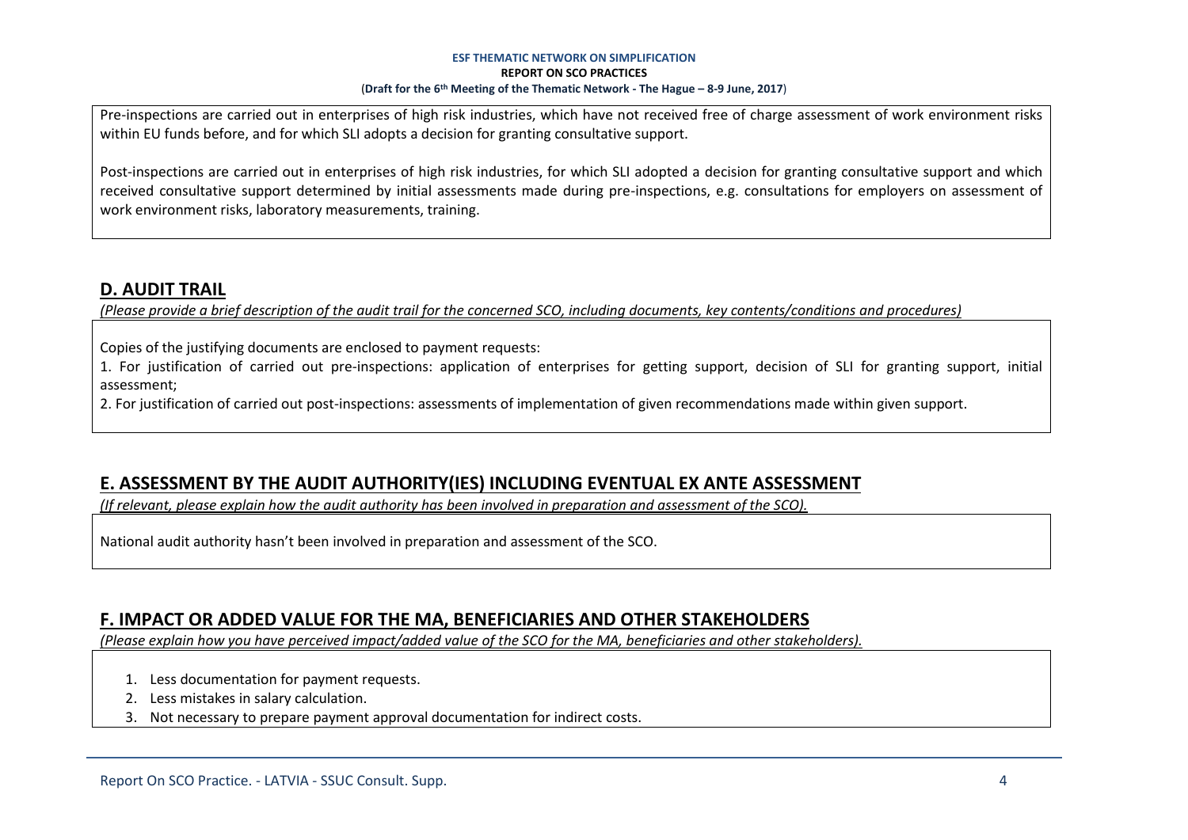Pre-inspections are carried out in enterprises of high risk industries, which have not received free of charge assessment of work environment risks within EU funds before, and for which SLI adopts a decision for granting consultative support.

Post-inspections are carried out in enterprises of high risk industries, for which SLI adopted a decision for granting consultative support and which received consultative support determined by initial assessments made during pre-inspections, e.g. consultations for employers on assessment of work environment risks, laboratory measurements, training.

## D. AUDIT TRAIL

*(Please provide a brief description of the audit trail for the concerned SCO, including documents, key contents/conditions and procedures)*

Copies of the justifying documents are enclosed to payment requests:

1. For justification of carried out pre-inspections: application of enterprises for getting support, decision of SLI for granting support, initial assessment;
2. For justification of carried out post-inspections: assessments of implementation of given recommendations made within given support.

## E. ASSESSMENT BY THE AUDIT AUTHORITY(IES) INCLUDING EVENTUAL EX ANTE ASSESSMENT

*(If relevant, please explain how the audit authority has been involved in preparation and assessment of the SCO).*

National audit authority hasn't been involved in preparation and assessment of the SCO.

## F. IMPACT OR ADDED VALUE FOR THE MA, BENEFICIARIES AND OTHER STAKEHOLDERS

*(Please explain how you have perceived impact/added value of the SCO for the MA, beneficiaries and other stakeholders).*

1. Less documentation for payment requests.
2. Less mistakes in salary calculation.
3. Not necessary to prepare payment approval documentation for indirect costs.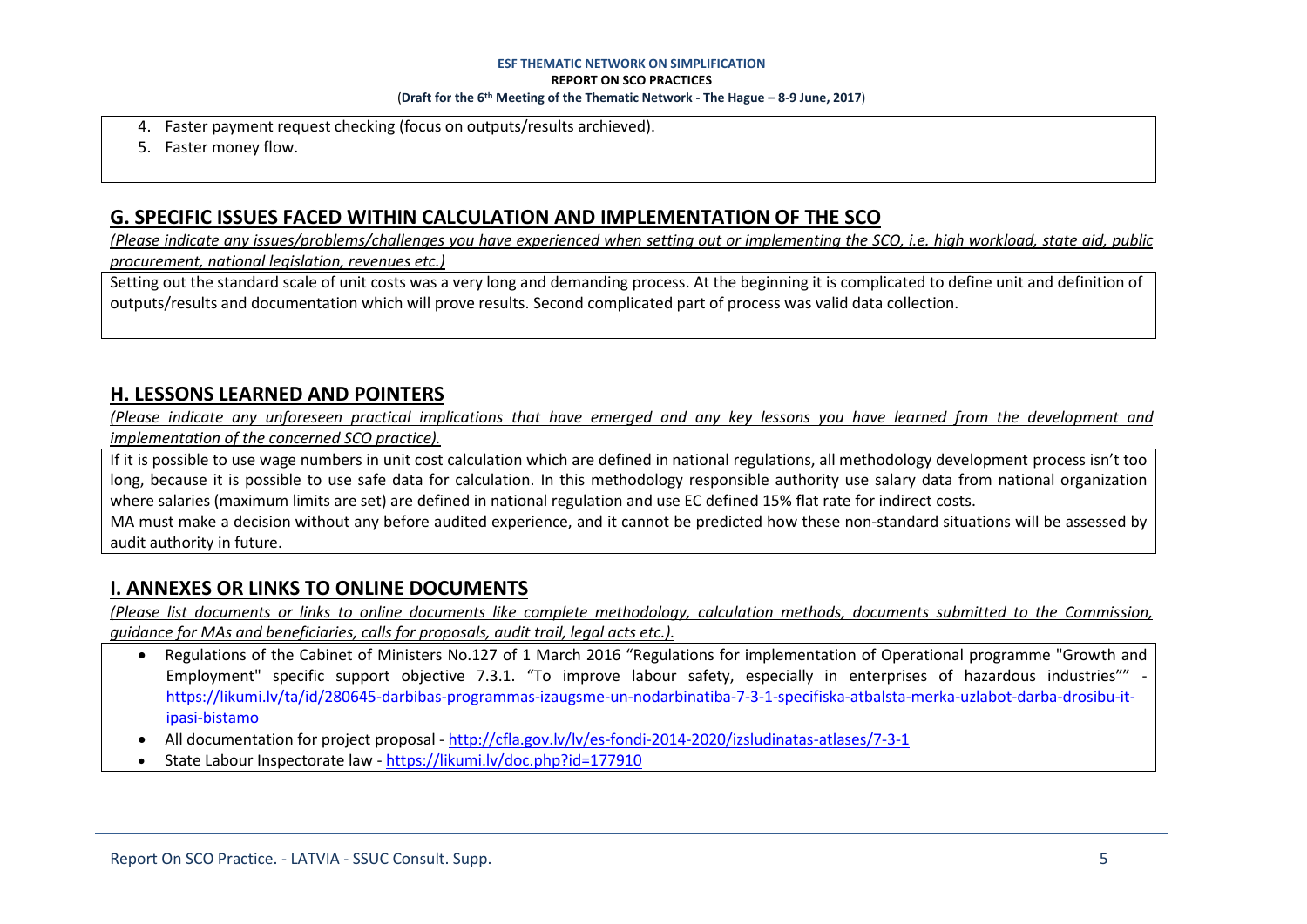4. Faster payment request checking (focus on outputs/results archieved).
5. Faster money flow.

## G. SPECIFIC ISSUES FACED WITHIN CALCULATION AND IMPLEMENTATION OF THE SCO

*(Please indicate any issues/problems/challenges you have experienced when setting out or implementing the SCO, i.e. high workload, state aid, public procurement, national legislation, revenues etc.)*

Setting out the standard scale of unit costs was a very long and demanding process. At the beginning it is complicated to define unit and definition of outputs/results and documentation which will prove results. Second complicated part of process was valid data collection.

## H. LESSONS LEARNED AND POINTERS

*(Please indicate any unforeseen practical implications that have emerged and any key lessons you have learned from the development and implementation of the concerned SCO practice).*

If it is possible to use wage numbers in unit cost calculation which are defined in national regulations, all methodology development process isn't too long, because it is possible to use safe data for calculation. In this methodology responsible authority use salary data from national organization where salaries (maximum limits are set) are defined in national regulation and use EC defined 15% flat rate for indirect costs.

MA must make a decision without any before audited experience, and it cannot be predicted how these non-standard situations will be assessed by audit authority in future.

## I. ANNEXES OR LINKS TO ONLINE DOCUMENTS

*(Please list documents or links to online documents like complete methodology, calculation methods, documents submitted to the Commission, guidance for MAs and beneficiaries, calls for proposals, audit trail, legal acts etc.).*

- Regulations of the Cabinet of Ministers No.127 of 1 March 2016 "Regulations for implementation of Operational programme "Growth and Employment" specific support objective 7.3.1. "To improve labour safety, especially in enterprises of hazardous industries"" - https://likumi.lv/ta/id/280645-darbibas-programmas-izaugsme-un-nodarbinatiba-7-3-1-specifiska-atbalsta-merka-uzlabot-darba-drosibu-it-ipasi-bistamo
- All documentation for project proposal - http://cfla.gov.lv/lv/es-fondi-2014-2020/izsludinatas-atlases/7-3-1
- State Labour Inspectorate law - https://likumi.lv/doc.php?id=177910